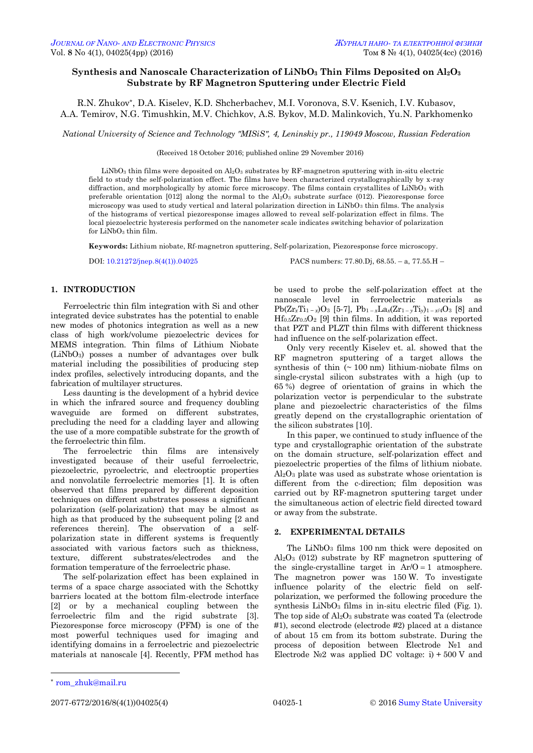# Synthesis and Nanoscale Characterization of $LiNbO_3$ Thin Films Deposited on $Al_2O_3$ Substrate by RF Magnetron Sputtering under Electric Field

R.N. Zhukov*, D.A. Kiselev, K.D. Shcherbachev, M.I. Voronova, S.V. Ksenich, I.V. Kubasov, A.A. Temirov, N.G. Timushkin, M.V. Chichkov, A.S. Bykov, M.D. Malinkovich, Yu.N. Parkhomenko

*National University of Science and Technology "MISiS", 4, Leninskiy pr., 119049 Moscow, Russian Federation*

(Received 18 October 2016; published online 29 November 2016)

$LiNbO_3$ thin films were deposited on $Al_2O_3$ substrates by RF-magnetron sputtering with in-situ electric field to study the self-polarization effect. The films have been characterized crystallographically by x-ray diffraction, and morphologically by atomic force microscopy. The films contain crystallites of $LiNbO_3$ with preferable orientation [012] along the normal to the $Al_2O_3$ substrate surface (012). Piezoresponse force microscopy was used to study vertical and lateral polarization direction in $LiNbO_3$ thin films. The analysis of the histograms of vertical piezoresponse images allowed to reveal self-polarization effect in films. The local piezoelectric hysteresis performed on the nanometer scale indicates switching behavior of polarization for $LiNbO_3$ thin film.

**Keywords:** Lithium niobate, Rf-magnetron sputtering, Self-polarization, Piezoresponse force microscopy.

DOI: 10.21272/jnep.8(4(1)).04025 PACS numbers: 77.80.Dj, 68.55. – a, 77.55.H –

## 1. INTRODUCTION

Ferroelectric thin film integration with Si and other integrated device substrates has the potential to enable new modes of photonics integration as well as a new class of high work/volume piezoelectric devices for MEMS integration. Thin films of Lithium Niobate ($LiNbO_3$) posses a number of advantages over bulk material including the possibilities of producing step index profiles, selectively introducing dopants, and the fabrication of multilayer structures.

Less daunting is the development of a hybrid device in which the infrared source and frequency doubling waveguide are formed on different substrates, precluding the need for a cladding layer and allowing the use of a more compatible substrate for the growth of the ferroelectric thin film.

The ferroelectric thin films are intensively investigated because of their useful ferroelectric, piezoelectric, pyroelectric, and electrooptic properties and nonvolatile ferroelectric memories [1]. It is often observed that films prepared by different deposition techniques on different substrates possess a significant polarization (self-polarization) that may be almost as high as that produced by the subsequent poling [2 and references therein]. The observation of a self-polarization state in different systems is frequently associated with various factors such as thickness, texture, different substrates/electrodes and the formation temperature of the ferroelectric phase.

The self-polarization effect has been explained in terms of a space charge associated with the Schottky barriers located at the bottom film-electrode interface [2] or by a mechanical coupling between the ferroelectric film and the rigid substrate [3]. Piezoresponse force microscopy (PFM) is one of the most powerful techniques used for imaging and identifying domains in a ferroelectric and piezoelectric materials at nanoscale [4]. Recently, PFM method has be used to probe the self-polarization effect at the nanoscale level in ferroelectric materials as $Pb(Zr_xTi_{1-x})O_3$ [5-7], $Pb_{1-x}La_x(Zr_{1-y}Ti_y)_{1-x/4}O_3$ [8] and $Hf_{0.5}Zr_{0.5}O_2$ [9] thin films. In addition, it was reported that PZT and PLZT thin films with different thickness had influence on the self-polarization effect.

Only very recently Kiselev et. al. showed that the RF magnetron sputtering of a target allows the synthesis of thin (~ 100 nm) lithium-niobate films on single-crystal silicon substrates with a high (up to 65 %) degree of orientation of grains in which the polarization vector is perpendicular to the substrate plane and piezoelectric characteristics of the films greatly depend on the crystallographic orientation of the silicon substrates [10].

In this paper, we continued to study influence of the type and crystallographic orientation of the substrate on the domain structure, self-polarization effect and piezoelectric properties of the films of lithium niobate. $Al_2O_3$ plate was used as substrate whose orientation is different from the c-direction; film deposition was carried out by RF-magnetron sputtering target under the simultaneous action of electric field directed toward or away from the substrate.

## 2. EXPERIMENTAL DETAILS

The $LiNbO_3$ films 100 nm thick were deposited on $Al_2O_3$ (012) substrate by RF magnetron sputtering of the single-crystalline target in Ar/O = 1 atmosphere. The magnetron power was 150 W. To investigate influence polarity of the electric field on self-polarization, we performed the following procedure the synthesis $LiNbO_3$ films in in-situ electric filed (Fig. 1). The top side of $Al_2O_3$ substrate was coated Ta (electrode #1), second electrode (electrode #2) placed at a distance of about 15 cm from its bottom substrate. During the process of deposition between Electrode №1 and Electrode №2 was applied DC voltage: i) + 500 V and

* rom_zhuk@mail.ru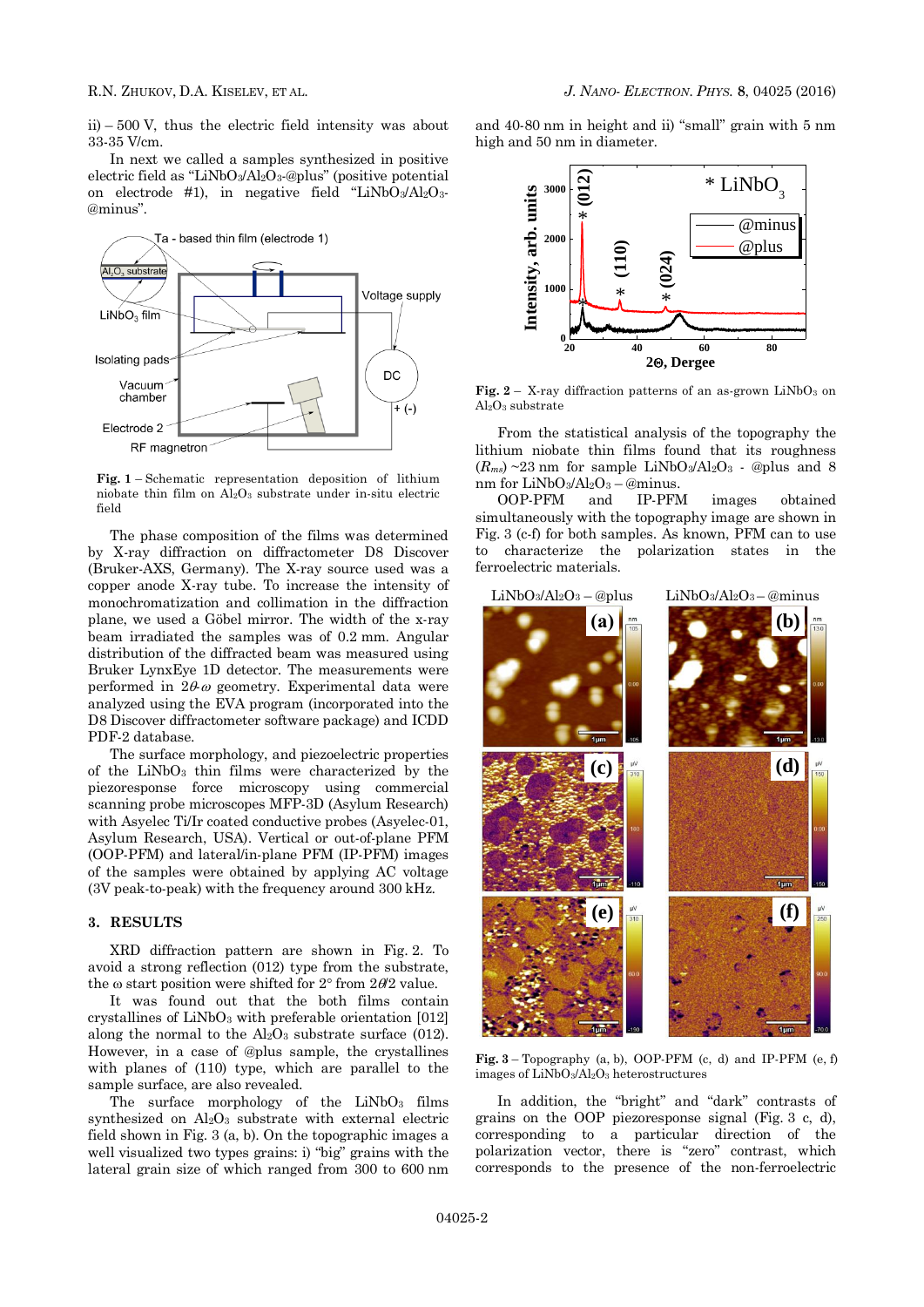ii) – 500 V, thus the electric field intensity was about 33-35 V/cm.

In next we called a samples synthesized in positive electric field as "$LiNbO_3/Al_2O_3$-@plus" (positive potential on electrode #1), in negative field "$LiNbO_3/Al_2O_3$-@minus".

**Fig. 1** – Schematic representation deposition of lithium niobate thin film on $Al_2O_3$ substrate under in-situ electric field

The phase composition of the films was determined by X-ray diffraction on diffractometer D8 Discover (Bruker-AXS, Germany). The X-ray source used was a copper anode X-ray tube. To increase the intensity of monochromatization and collimation in the diffraction plane, we used a Göbel mirror. The width of the x-ray beam irradiated the samples was of 0.2 mm. Angular distribution of the diffracted beam was measured using Bruker LynxEye 1D detector. The measurements were performed in $2\theta$-$\omega$ geometry. Experimental data were analyzed using the EVA program (incorporated into the D8 Discover diffractometer software package) and ICDD PDF-2 database.

The surface morphology, and piezoelectric properties of the $LiNbO_3$ thin films were characterized by the piezoresponse force microscopy using commercial scanning probe microscopes MFP-3D (Asylum Research) with Asyelec Ti/Ir coated conductive probes (Asyelec-01, Asylum Research, USA). Vertical or out-of-plane PFM (OOP-PFM) and lateral/in-plane PFM (IP-PFM) images of the samples were obtained by applying AC voltage (3V peak-to-peak) with the frequency around 300 kHz.

## 3. RESULTS

XRD diffraction pattern are shown in Fig. 2. To avoid a strong reflection (012) type from the substrate, the ω start position were shifted for 2° from $2\theta/2$ value.

It was found out that the both films contain crystallines of $LiNbO_3$ with preferable orientation [012] along the normal to the $Al_2O_3$ substrate surface (012). However, in a case of @plus sample, the crystallines with planes of (110) type, which are parallel to the sample surface, are also revealed.

The surface morphology of the $LiNbO_3$ films synthesized on $Al_2O_3$ substrate with external electric field shown in Fig. 3 (a, b). On the topographic images a well visualized two types grains: i) "big" grains with the lateral grain size of which ranged from 300 to 600 nm and 40-80 nm in height and ii) "small" grain with 5 nm high and 50 nm in diameter.

**Fig. 2** – X-ray diffraction patterns of an as-grown $LiNbO_3$ on $Al_2O_3$ substrate

From the statistical analysis of the topography the lithium niobate thin films found that its roughness ($R_{ms}$) ~23 nm for sample $LiNbO_3/Al_2O_3$ - @plus and 8 nm for $LiNbO_3/Al_2O_3$ – @minus.

OOP-PFM and IP-PFM images obtained simultaneously with the topography image are shown in Fig. 3 (c-f) for both samples. As known, PFM can to use to characterize the polarization states in the ferroelectric materials.

**Fig. 3** – Topography (a, b), OOP-PFM (c, d) and IP-PFM (e, f) images of $LiNbO_3/Al_2O_3$ heterostructures

In addition, the "bright" and "dark" contrasts of grains on the OOP piezoresponse signal (Fig. 3 c, d), corresponding to a particular direction of the polarization vector, there is "zero" contrast, which corresponds to the presence of the non-ferroelectric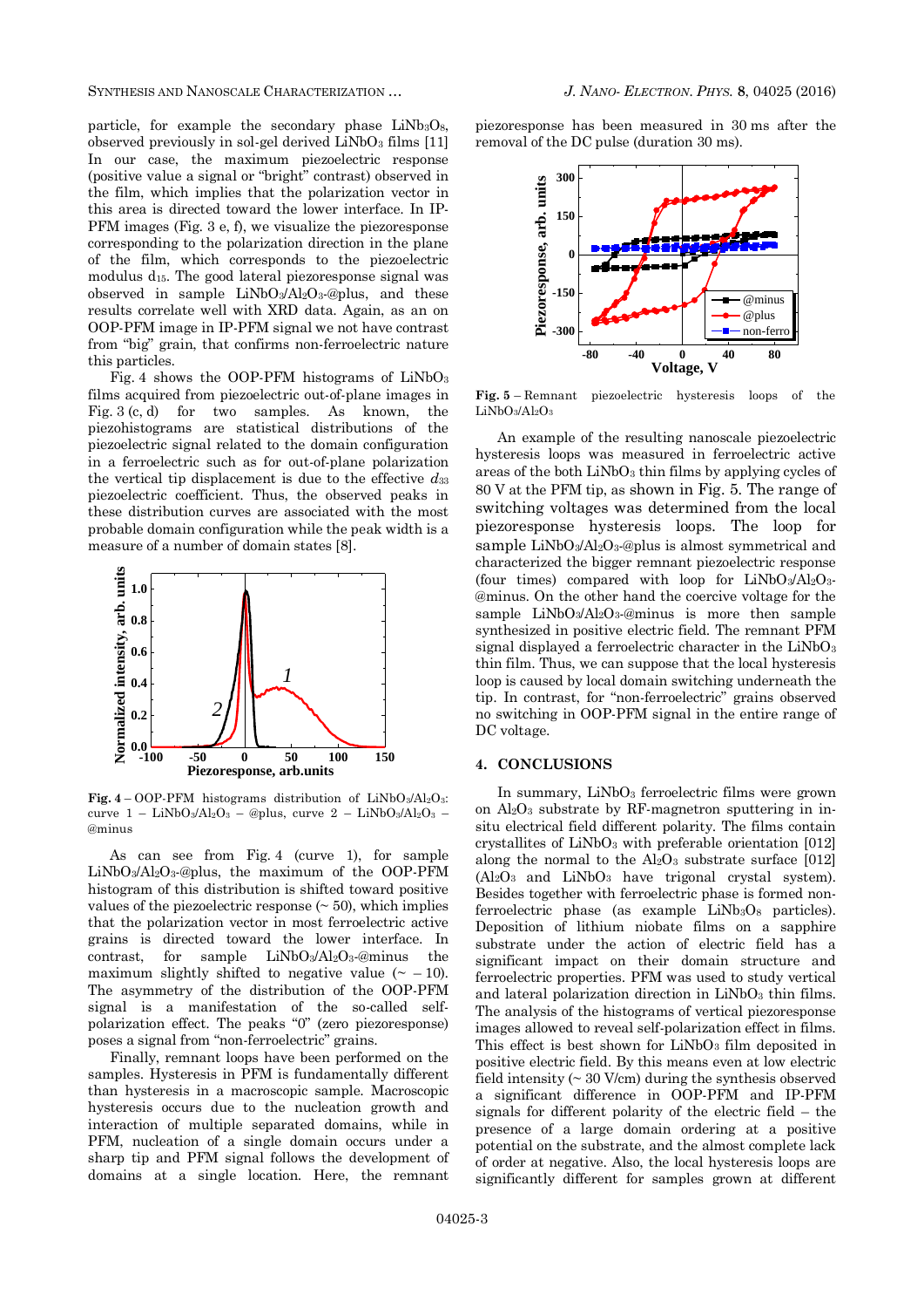particle, for example the secondary phase $LiNb_3O_8$, observed previously in sol-gel derived $LiNbO_3$ films [11] In our case, the maximum piezoelectric response (positive value a signal or "bright" contrast) observed in the film, which implies that the polarization vector in this area is directed toward the lower interface. In IP-PFM images (Fig. 3 e, f), we visualize the piezoresponse corresponding to the polarization direction in the plane of the film, which corresponds to the piezoelectric modulus $d_{15}$. The good lateral piezoresponse signal was observed in sample $LiNbO_3/Al_2O_3$-@plus, and these results correlate well with XRD data. Again, as an on OOP-PFM image in IP-PFM signal we not have contrast from "big" grain, that confirms non-ferroelectric nature this particles.

Fig. 4 shows the OOP-PFM histograms of $LiNbO_3$ films acquired from piezoelectric out-of-plane images in Fig. 3 (c, d) for two samples. As known, the piezohistograms are statistical distributions of the piezoelectric signal related to the domain configuration in a ferroelectric such as for out-of-plane polarization the vertical tip displacement is due to the effective $d_{33}$ piezoelectric coefficient. Thus, the observed peaks in these distribution curves are associated with the most probable domain configuration while the peak width is a measure of a number of domain states [8].

**Fig. 4** – OOP-PFM histograms distribution of $LiNbO_3/Al_2O_3$: curve 1 – $LiNbO_3/Al_2O_3$ – @plus, curve 2 – $LiNbO_3/Al_2O_3$ – @minus

As can see from Fig. 4 (curve 1), for sample $LiNbO_3/Al_2O_3$-@plus, the maximum of the OOP-PFM histogram of this distribution is shifted toward positive values of the piezoelectric response (~ 50), which implies that the polarization vector in most ferroelectric active grains is directed toward the lower interface. In contrast, for sample $LiNbO_3/Al_2O_3$-@minus the maximum slightly shifted to negative value (~ – 10). The asymmetry of the distribution of the OOP-PFM signal is a manifestation of the so-called self-polarization effect. The peaks "0" (zero piezoresponse) poses a signal from "non-ferroelectric" grains.

Finally, remnant loops have been performed on the samples. Hysteresis in PFM is fundamentally different than hysteresis in a macroscopic sample. Macroscopic hysteresis occurs due to the nucleation growth and interaction of multiple separated domains, while in PFM, nucleation of a single domain occurs under a sharp tip and PFM signal follows the development of domains at a single location. Here, the remnant piezoresponse has been measured in 30 ms after the removal of the DC pulse (duration 30 ms).

**Fig. 5** – Remnant piezoelectric hysteresis loops of the $LiNbO_3/Al_2O_3$

An example of the resulting nanoscale piezoelectric hysteresis loops was measured in ferroelectric active areas of the both $LiNbO_3$ thin films by applying cycles of 80 V at the PFM tip, as shown in Fig. 5. The range of switching voltages was determined from the local piezoresponse hysteresis loops. The loop for sample $LiNbO_3/Al_2O_3$-@plus is almost symmetrical and characterized the bigger remnant piezoelectric response (four times) compared with loop for $LiNbO_3/Al_2O_3$-@minus. On the other hand the coercive voltage for the sample $LiNbO_3/Al_2O_3$-@minus is more then sample synthesized in positive electric field. The remnant PFM signal displayed a ferroelectric character in the $LiNbO_3$ thin film. Thus, we can suppose that the local hysteresis loop is caused by local domain switching underneath the tip. In contrast, for "non-ferroelectric" grains observed no switching in OOP-PFM signal in the entire range of DC voltage.

## 4. CONCLUSIONS

In summary, $LiNbO_3$ ferroelectric films were grown on $Al_2O_3$ substrate by RF-magnetron sputtering in in-situ electrical field different polarity. The films contain crystallites of $LiNbO_3$ with preferable orientation [012] along the normal to the $Al_2O_3$ substrate surface [012] ($Al_2O_3$ and $LiNbO_3$ have trigonal crystal system). Besides together with ferroelectric phase is formed non-ferroelectric phase (as example $LiNb_3O_8$ particles). Deposition of lithium niobate films on a sapphire substrate under the action of electric field has a significant impact on their domain structure and ferroelectric properties. PFM was used to study vertical and lateral polarization direction in $LiNbO_3$ thin films. The analysis of the histograms of vertical piezoresponse images allowed to reveal self-polarization effect in films. This effect is best shown for $LiNbO_3$ film deposited in positive electric field. By this means even at low electric field intensity (~ 30 V/cm) during the synthesis observed a significant difference in OOP-PFM and IP-PFM signals for different polarity of the electric field – the presence of a large domain ordering at a positive potential on the substrate, and the almost complete lack of order at negative. Also, the local hysteresis loops are significantly different for samples grown at different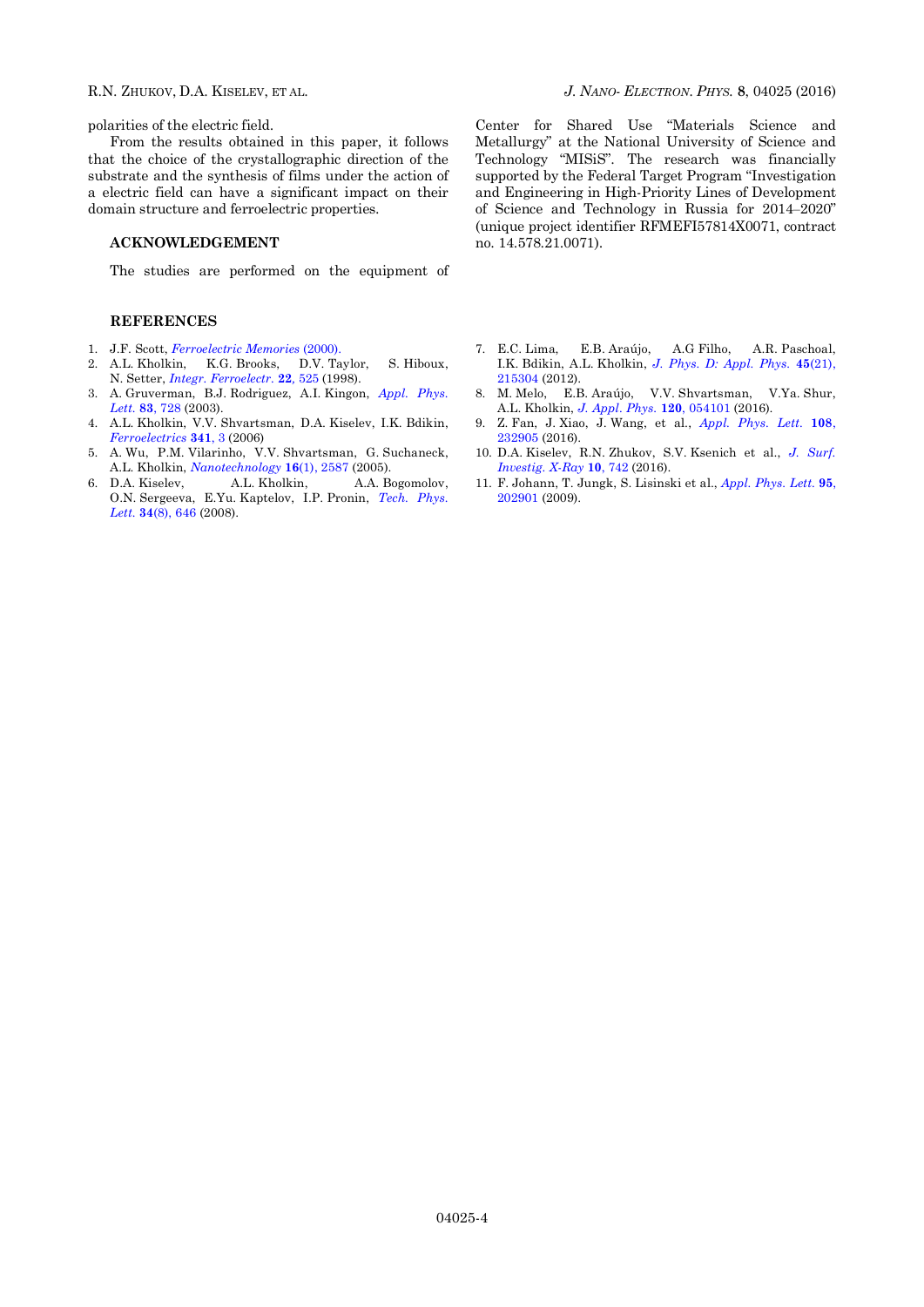polarities of the electric field.

From the results obtained in this paper, it follows that the choice of the crystallographic direction of the substrate and the synthesis of films under the action of a electric field can have a significant impact on their domain structure and ferroelectric properties.

## ACKNOWLEDGEMENT

The studies are performed on the equipment of Center for Shared Use "Materials Science and Metallurgy" at the National University of Science and Technology "MISiS". The research was financially supported by the Federal Target Program "Investigation and Engineering in High-Priority Lines of Development of Science and Technology in Russia for 2014–2020" (unique project identifier RFMEFI57814X0071, contract no. 14.578.21.0071).

## REFERENCES

1. J.F. Scott, *Ferroelectric Memories* (2000).
2. A.L. Kholkin, K.G. Brooks, D.V. Taylor, S. Hiboux, N. Setter, *Integr. Ferroelectr.* **22**, 525 (1998).
3. A. Gruverman, B.J. Rodriguez, A.I. Kingon, *Appl. Phys. Lett.* **83**, 728 (2003).
4. A.L. Kholkin, V.V. Shvartsman, D.A. Kiselev, I.K. Bdikin, *Ferroelectrics* **341**, 3 (2006)
5. A. Wu, P.M. Vilarinho, V.V. Shvartsman, G. Suchaneck, A.L. Kholkin, *Nanotechnology* **16**(1), 2587 (2005).
6. D.A. Kiselev, A.L. Kholkin, A.A. Bogomolov, O.N. Sergeeva, E.Yu. Kaptelov, I.P. Pronin, *Tech. Phys. Lett.* **34**(8), 646 (2008).
7. E.C. Lima, E.B. Araújo, A.G Filho, A.R. Paschoal, I.K. Bdikin, A.L. Kholkin, *J. Phys. D: Appl. Phys.* **45**(21), 215304 (2012).
8. M. Melo, E.B. Araújo, V.V. Shvartsman, V.Ya. Shur, A.L. Kholkin, *J. Appl. Phys.* **120**, 054101 (2016).
9. Z. Fan, J. Xiao, J. Wang, et al., *Appl. Phys. Lett.* **108**, 232905 (2016).
10. D.A. Kiselev, R.N. Zhukov, S.V. Ksenich et al., *J. Surf. Investig. X-Ray* **10**, 742 (2016).
11. F. Johann, T. Jungk, S. Lisinski et al., *Appl. Phys. Lett.* **95**, 202901 (2009).